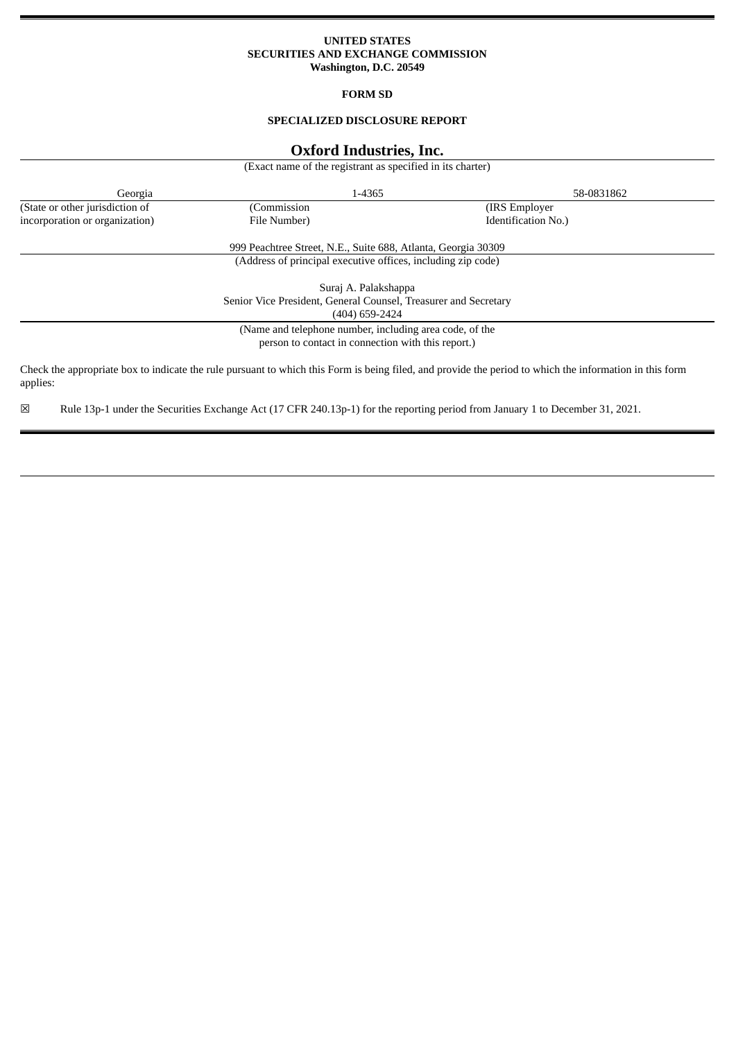**UNITED STATES**
**SECURITIES AND EXCHANGE COMMISSION**
**Washington, D.C. 20549**

**FORM SD**

**SPECIALIZED DISCLOSURE REPORT**

# Oxford Industries, Inc.

(Exact name of the registrant as specified in its charter)

| Georgia | 1-4365 | 58-0831862 |
|---|---|---|
| (State or other jurisdiction of incorporation or organization) | (Commission File Number) | (IRS Employer Identification No.) |

999 Peachtree Street, N.E., Suite 688, Atlanta, Georgia 30309

(Address of principal executive offices, including zip code)

Suraj A. Palakshappa
Senior Vice President, General Counsel, Treasurer and Secretary
(404) 659-2424

(Name and telephone number, including area code, of the person to contact in connection with this report.)

Check the appropriate box to indicate the rule pursuant to which this Form is being filed, and provide the period to which the information in this form applies:

☒ Rule 13p-1 under the Securities Exchange Act (17 CFR 240.13p-1) for the reporting period from January 1 to December 31, 2021.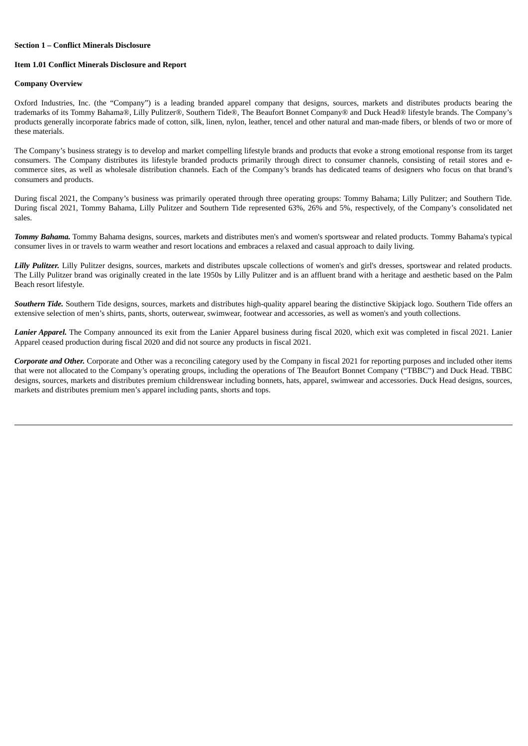**Section 1 – Conflict Minerals Disclosure**

**Item 1.01 Conflict Minerals Disclosure and Report**

**Company Overview**

Oxford Industries, Inc. (the "Company") is a leading branded apparel company that designs, sources, markets and distributes products bearing the trademarks of its Tommy Bahama®, Lilly Pulitzer®, Southern Tide®, The Beaufort Bonnet Company® and Duck Head® lifestyle brands. The Company's products generally incorporate fabrics made of cotton, silk, linen, nylon, leather, tencel and other natural and man-made fibers, or blends of two or more of these materials.

The Company's business strategy is to develop and market compelling lifestyle brands and products that evoke a strong emotional response from its target consumers. The Company distributes its lifestyle branded products primarily through direct to consumer channels, consisting of retail stores and e-commerce sites, as well as wholesale distribution channels. Each of the Company's brands has dedicated teams of designers who focus on that brand's consumers and products.

During fiscal 2021, the Company's business was primarily operated through three operating groups: Tommy Bahama; Lilly Pulitzer; and Southern Tide. During fiscal 2021, Tommy Bahama, Lilly Pulitzer and Southern Tide represented 63%, 26% and 5%, respectively, of the Company's consolidated net sales.

***Tommy Bahama.*** Tommy Bahama designs, sources, markets and distributes men's and women's sportswear and related products. Tommy Bahama's typical consumer lives in or travels to warm weather and resort locations and embraces a relaxed and casual approach to daily living.

***Lilly Pulitzer.*** Lilly Pulitzer designs, sources, markets and distributes upscale collections of women's and girl's dresses, sportswear and related products. The Lilly Pulitzer brand was originally created in the late 1950s by Lilly Pulitzer and is an affluent brand with a heritage and aesthetic based on the Palm Beach resort lifestyle.

***Southern Tide.*** Southern Tide designs, sources, markets and distributes high-quality apparel bearing the distinctive Skipjack logo. Southern Tide offers an extensive selection of men's shirts, pants, shorts, outerwear, swimwear, footwear and accessories, as well as women's and youth collections.

***Lanier Apparel.*** The Company announced its exit from the Lanier Apparel business during fiscal 2020, which exit was completed in fiscal 2021. Lanier Apparel ceased production during fiscal 2020 and did not source any products in fiscal 2021.

***Corporate and Other.*** Corporate and Other was a reconciling category used by the Company in fiscal 2021 for reporting purposes and included other items that were not allocated to the Company's operating groups, including the operations of The Beaufort Bonnet Company ("TBBC") and Duck Head. TBBC designs, sources, markets and distributes premium childrenswear including bonnets, hats, apparel, swimwear and accessories. Duck Head designs, sources, markets and distributes premium men's apparel including pants, shorts and tops.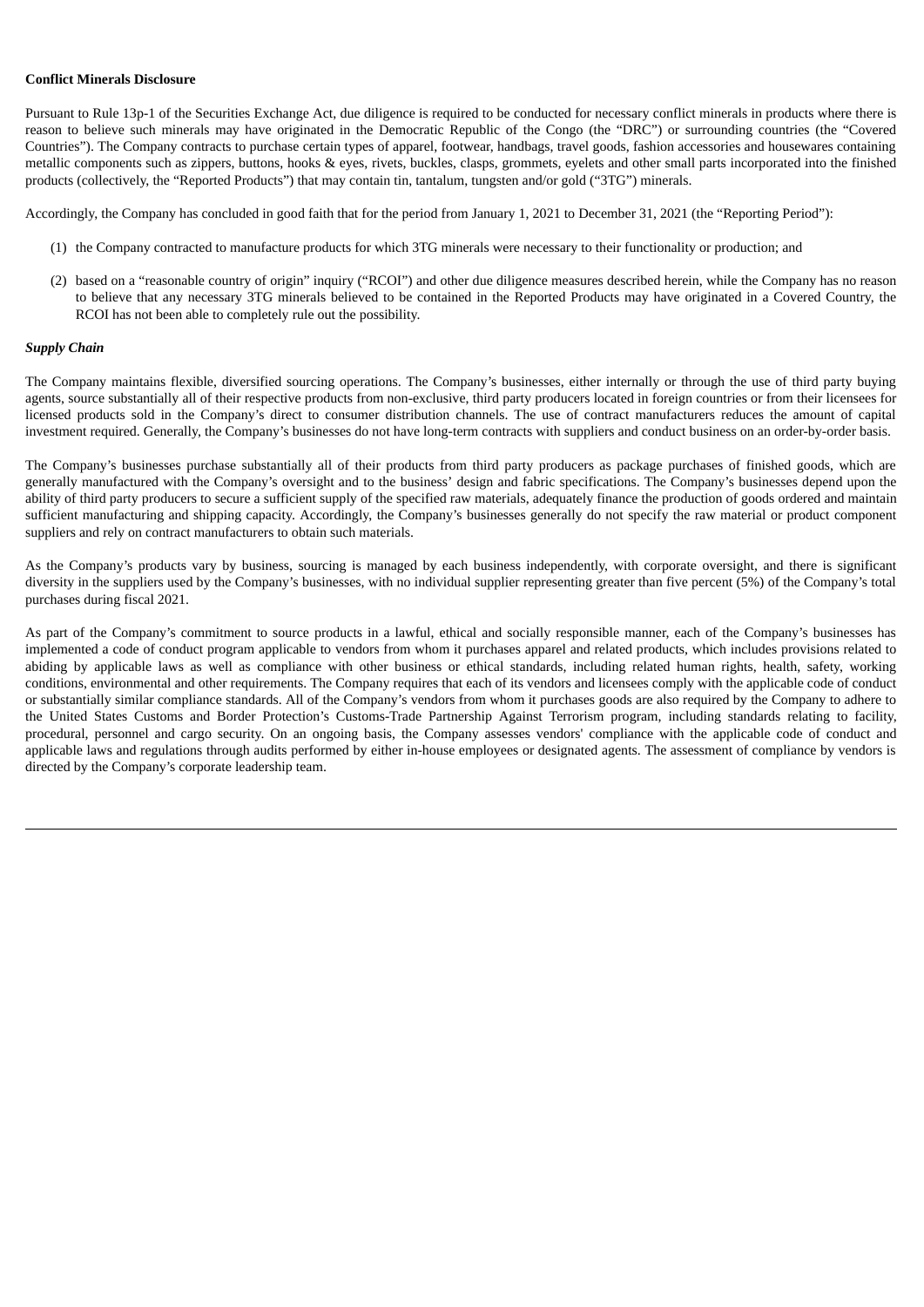**Conflict Minerals Disclosure**

Pursuant to Rule 13p-1 of the Securities Exchange Act, due diligence is required to be conducted for necessary conflict minerals in products where there is reason to believe such minerals may have originated in the Democratic Republic of the Congo (the "DRC") or surrounding countries (the "Covered Countries"). The Company contracts to purchase certain types of apparel, footwear, handbags, travel goods, fashion accessories and housewares containing metallic components such as zippers, buttons, hooks & eyes, rivets, buckles, clasps, grommets, eyelets and other small parts incorporated into the finished products (collectively, the "Reported Products") that may contain tin, tantalum, tungsten and/or gold ("3TG") minerals.

Accordingly, the Company has concluded in good faith that for the period from January 1, 2021 to December 31, 2021 (the "Reporting Period"):

(1) the Company contracted to manufacture products for which 3TG minerals were necessary to their functionality or production; and

(2) based on a "reasonable country of origin" inquiry ("RCOI") and other due diligence measures described herein, while the Company has no reason to believe that any necessary 3TG minerals believed to be contained in the Reported Products may have originated in a Covered Country, the RCOI has not been able to completely rule out the possibility.

***Supply Chain***

The Company maintains flexible, diversified sourcing operations. The Company's businesses, either internally or through the use of third party buying agents, source substantially all of their respective products from non-exclusive, third party producers located in foreign countries or from their licensees for licensed products sold in the Company's direct to consumer distribution channels. The use of contract manufacturers reduces the amount of capital investment required. Generally, the Company's businesses do not have long-term contracts with suppliers and conduct business on an order-by-order basis.

The Company's businesses purchase substantially all of their products from third party producers as package purchases of finished goods, which are generally manufactured with the Company's oversight and to the business' design and fabric specifications. The Company's businesses depend upon the ability of third party producers to secure a sufficient supply of the specified raw materials, adequately finance the production of goods ordered and maintain sufficient manufacturing and shipping capacity. Accordingly, the Company's businesses generally do not specify the raw material or product component suppliers and rely on contract manufacturers to obtain such materials.

As the Company's products vary by business, sourcing is managed by each business independently, with corporate oversight, and there is significant diversity in the suppliers used by the Company's businesses, with no individual supplier representing greater than five percent (5%) of the Company's total purchases during fiscal 2021.

As part of the Company's commitment to source products in a lawful, ethical and socially responsible manner, each of the Company's businesses has implemented a code of conduct program applicable to vendors from whom it purchases apparel and related products, which includes provisions related to abiding by applicable laws as well as compliance with other business or ethical standards, including related human rights, health, safety, working conditions, environmental and other requirements. The Company requires that each of its vendors and licensees comply with the applicable code of conduct or substantially similar compliance standards. All of the Company's vendors from whom it purchases goods are also required by the Company to adhere to the United States Customs and Border Protection's Customs-Trade Partnership Against Terrorism program, including standards relating to facility, procedural, personnel and cargo security. On an ongoing basis, the Company assesses vendors' compliance with the applicable code of conduct and applicable laws and regulations through audits performed by either in-house employees or designated agents. The assessment of compliance by vendors is directed by the Company's corporate leadership team.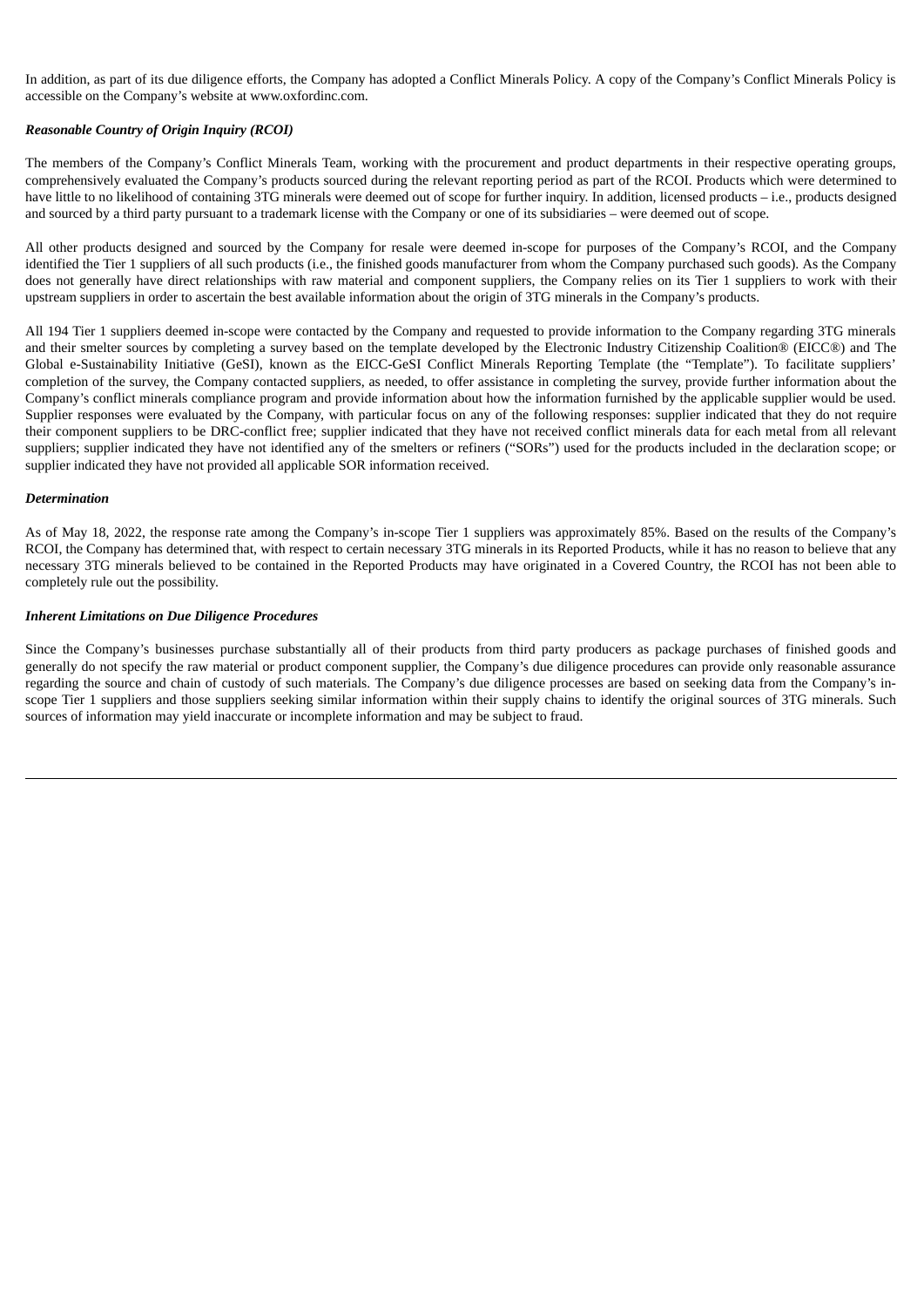In addition, as part of its due diligence efforts, the Company has adopted a Conflict Minerals Policy. A copy of the Company's Conflict Minerals Policy is accessible on the Company's website at www.oxfordinc.com.

***Reasonable Country of Origin Inquiry (RCOI)***

The members of the Company's Conflict Minerals Team, working with the procurement and product departments in their respective operating groups, comprehensively evaluated the Company's products sourced during the relevant reporting period as part of the RCOI. Products which were determined to have little to no likelihood of containing 3TG minerals were deemed out of scope for further inquiry. In addition, licensed products – i.e., products designed and sourced by a third party pursuant to a trademark license with the Company or one of its subsidiaries – were deemed out of scope.

All other products designed and sourced by the Company for resale were deemed in-scope for purposes of the Company's RCOI, and the Company identified the Tier 1 suppliers of all such products (i.e., the finished goods manufacturer from whom the Company purchased such goods). As the Company does not generally have direct relationships with raw material and component suppliers, the Company relies on its Tier 1 suppliers to work with their upstream suppliers in order to ascertain the best available information about the origin of 3TG minerals in the Company's products.

All 194 Tier 1 suppliers deemed in-scope were contacted by the Company and requested to provide information to the Company regarding 3TG minerals and their smelter sources by completing a survey based on the template developed by the Electronic Industry Citizenship Coalition® (EICC®) and The Global e-Sustainability Initiative (GeSI), known as the EICC-GeSI Conflict Minerals Reporting Template (the "Template"). To facilitate suppliers' completion of the survey, the Company contacted suppliers, as needed, to offer assistance in completing the survey, provide further information about the Company's conflict minerals compliance program and provide information about how the information furnished by the applicable supplier would be used. Supplier responses were evaluated by the Company, with particular focus on any of the following responses: supplier indicated that they do not require their component suppliers to be DRC-conflict free; supplier indicated that they have not received conflict minerals data for each metal from all relevant suppliers; supplier indicated they have not identified any of the smelters or refiners ("SORs") used for the products included in the declaration scope; or supplier indicated they have not provided all applicable SOR information received.

***Determination***

As of May 18, 2022, the response rate among the Company's in-scope Tier 1 suppliers was approximately 85%. Based on the results of the Company's RCOI, the Company has determined that, with respect to certain necessary 3TG minerals in its Reported Products, while it has no reason to believe that any necessary 3TG minerals believed to be contained in the Reported Products may have originated in a Covered Country, the RCOI has not been able to completely rule out the possibility.

***Inherent Limitations on Due Diligence Procedures***

Since the Company's businesses purchase substantially all of their products from third party producers as package purchases of finished goods and generally do not specify the raw material or product component supplier, the Company's due diligence procedures can provide only reasonable assurance regarding the source and chain of custody of such materials. The Company's due diligence processes are based on seeking data from the Company's in-scope Tier 1 suppliers and those suppliers seeking similar information within their supply chains to identify the original sources of 3TG minerals. Such sources of information may yield inaccurate or incomplete information and may be subject to fraud.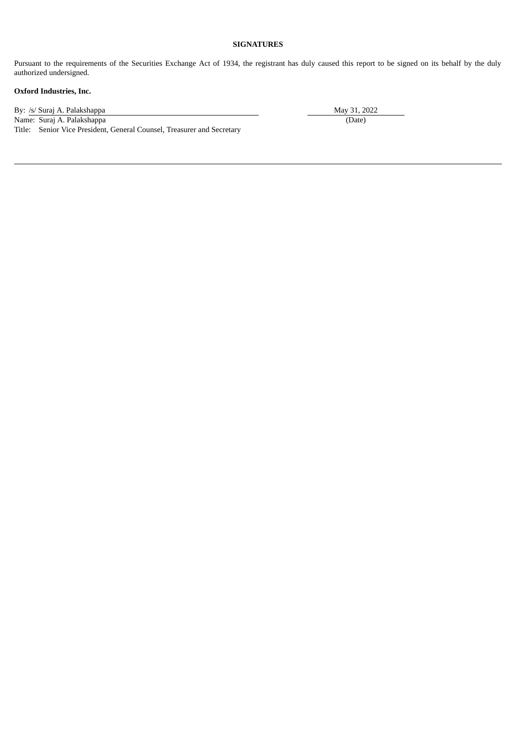**SIGNATURES**

Pursuant to the requirements of the Securities Exchange Act of 1934, the registrant has duly caused this report to be signed on its behalf by the duly authorized undersigned.

**Oxford Industries, Inc.**

By: /s/ Suraj A. Palakshappa
Name: Suraj A. Palakshappa
Title: Senior Vice President, General Counsel, Treasurer and Secretary

May 31, 2022
(Date)